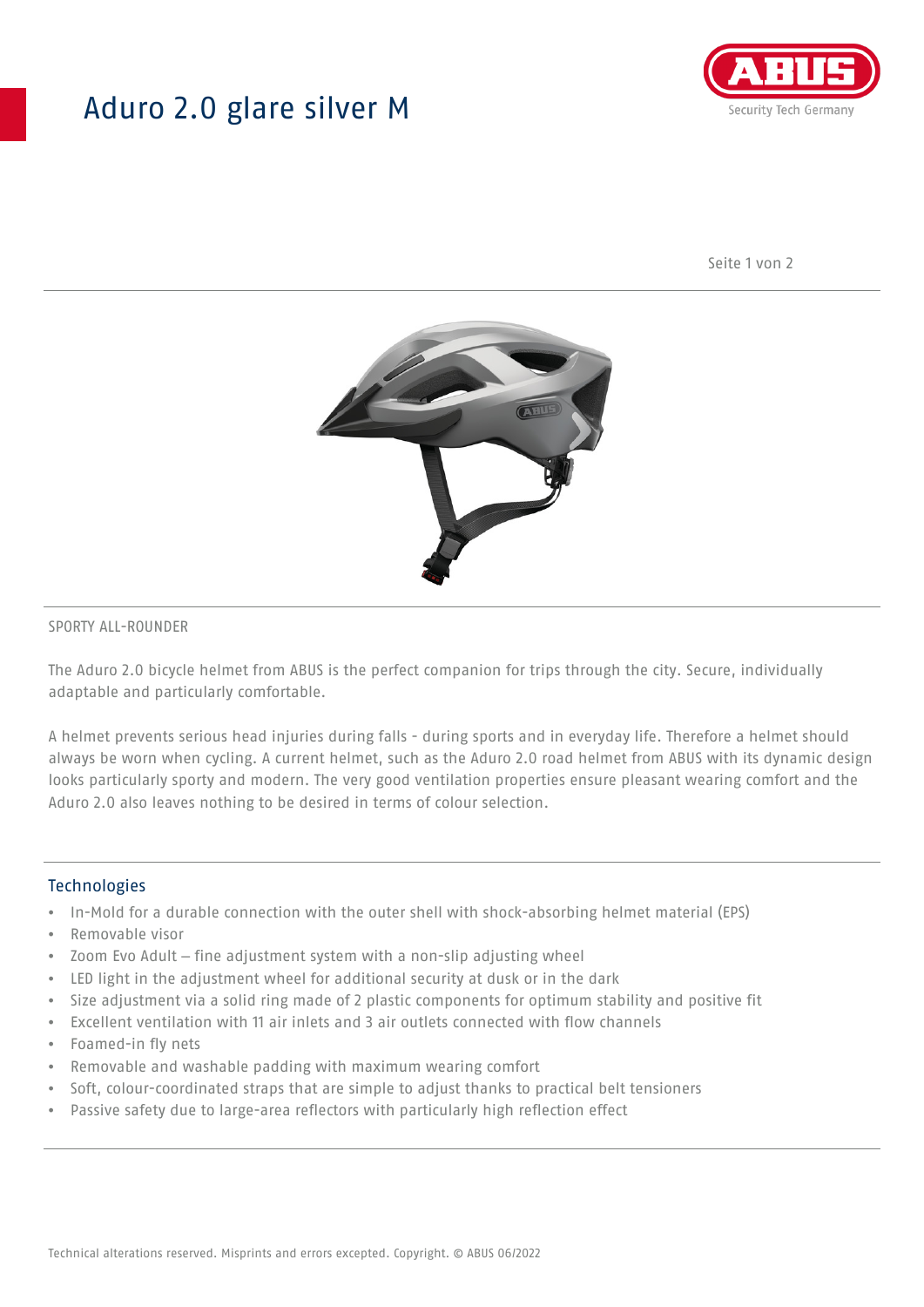# Aduro 2.0 glare silver M

SPORTY ALL-ROUNDER

The Aduro 2.0 bicycle helmet from ABUS is the perfect companion for trips through the city. Secure, individually adaptable and particularly comfortable.

A helmet prevents serious head injuries during falls - during sports and in everyday life. Therefore a helmet should always be worn when cycling. A current helmet, such as the Aduro 2.0 road helmet from ABUS with its dynamic design looks particularly sporty and modern. The very good ventilation properties ensure pleasant wearing comfort and the Aduro 2.0 also leaves nothing to be desired in terms of colour selection.

## Technologies

- In-Mold for a durable connection with the outer shell with shock-absorbing helmet material (EPS)
- Removable visor
- Zoom Evo Adult – fine adjustment system with a non-slip adjusting wheel
- LED light in the adjustment wheel for additional security at dusk or in the dark
- Size adjustment via a solid ring made of 2 plastic components for optimum stability and positive fit
- Excellent ventilation with 11 air inlets and 3 air outlets connected with flow channels
- Foamed-in fly nets
- Removable and washable padding with maximum wearing comfort
- Soft, colour-coordinated straps that are simple to adjust thanks to practical belt tensioners
- Passive safety due to large-area reflectors with particularly high reflection effect

Technical alterations reserved. Misprints and errors excepted. Copyright. © ABUS 06/2022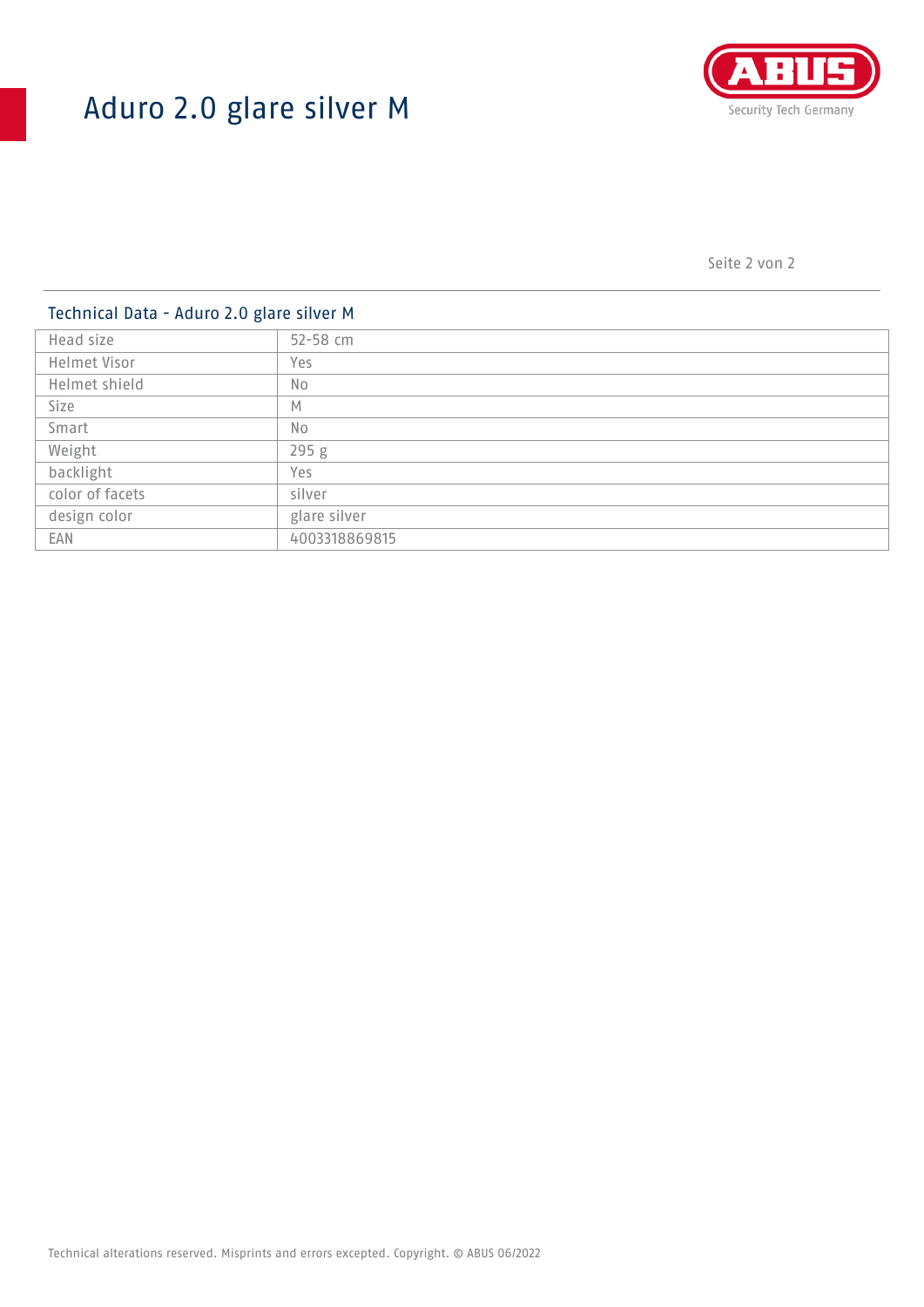# Aduro 2.0 glare silver M

## Technical Data - Aduro 2.0 glare silver M

| | |
|---|---|
| Head size | 52-58 cm |
| Helmet Visor | Yes |
| Helmet shield | No |
| Size | M |
| Smart | No |
| Weight | 295 g |
| backlight | Yes |
| color of facets | silver |
| design color | glare silver |
| EAN | 4003318869815 |

Technical alterations reserved. Misprints and errors excepted. Copyright. © ABUS 06/2022